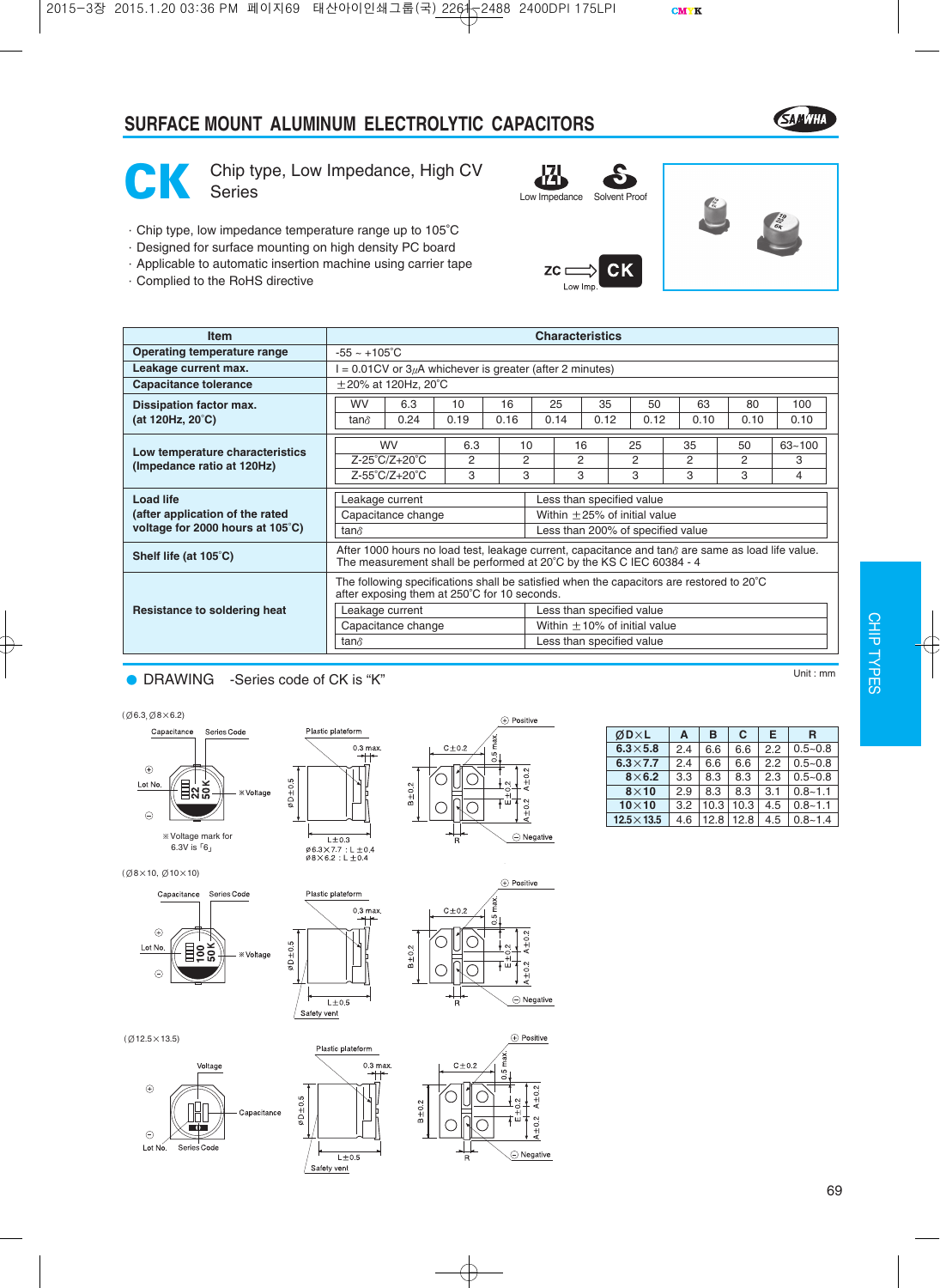# SURFACE MOUNT ALUMINUM ELECTROLYTIC CAPACITORS

## CK Chip type, Low Impedance, High CV Series

Low Impedance | Solvent Proof

ZC ⇨ CK (Low Imp.)

- Chip type, low impedance temperature range up to 105˚C
- Designed for surface mounting on high density PC board
- Applicable to automatic insertion machine using carrier tape
- Complied to the RoHS directive

| Item | Characteristics |
|---|---|
| Operating temperature range | -55 ~ +105˚C |
| Leakage current max. | I = 0.01CV or 3μA whichever is greater (after 2 minutes) |
| Capacitance tolerance | ±20% at 120Hz, 20˚C |
| Dissipation factor max. (at 120Hz, 20˚C) | WV: 6.3 / 10 / 16 / 25 / 35 / 50 / 63 / 80 / 100; tanδ: 0.24 / 0.19 / 0.16 / 0.14 / 0.12 / 0.12 / 0.10 / 0.10 / 0.10 |
| Low temperature characteristics (Impedance ratio at 120Hz) | WV: 6.3 / 10 / 16 / 25 / 35 / 50 / 63~100; Z-25˚C/Z+20˚C: 2 / 2 / 2 / 2 / 3 / 2 / 3; Z-55˚C/Z+20˚C: 3 / 3 / 3 / 3 / 3 / 3 / 4 |
| Load life (after application of the rated voltage for 2000 hours at 105˚C) | Leakage current: Less than specified value; Capacitance change: Within ±25% of initial value; tanδ: Less than 200% of specified value |
| Shelf life (at 105˚C) | After 1000 hours no load test, leakage current, capacitance and tanδ are same as load life value. The measurement shall be performed at 20˚C by the KS C IEC 60384 - 4 |
| Resistance to soldering heat | The following specifications shall be satisfied when the capacitors are restored to 20˚C after exposing them at 250˚C for 10 seconds. Leakage current: Less than specified value; Capacitance change: Within ±10% of initial value; tanδ: Less than specified value |

Dissipation factor max. (at 120Hz, 20˚C):

| WV | 6.3 | 10 | 16 | 25 | 35 | 50 | 63 | 80 | 100 |
|---|---|---|---|---|---|---|---|---|---|
| tanδ | 0.24 | 0.19 | 0.16 | 0.14 | 0.12 | 0.12 | 0.10 | 0.10 | 0.10 |

Low temperature characteristics (Impedance ratio at 120Hz):

| WV | 6.3 | 10 | 16 | 25 | 35 | 50 | 63~100 |
|---|---|---|---|---|---|---|---|
| Z-25˚C/Z+20˚C | 2 | 2 | 2 | 2 | 3 | 2 | 3 |
| Z-55˚C/Z+20˚C | 3 | 3 | 3 | 3 | 3 | 3 | 4 |

## DRAWING -Series code of CK is "K"

Unit : mm

(Ø6.3, Ø8×6.2)

Capacitance, Series Code, Lot No., ※Voltage, Plastic plateform, 0.3 max., ØD±0.5, L±0.3, Ø6.3×7.7 : L±0.4, Ø8×6.2 : L±0.4, C±0.2, 0.5 max., B±0.2, E±0.2, A±0.2, R, Positive, Negative

※Voltage mark for 6.3V is 「6」

(Ø8×10, Ø10×10)

Capacitance, Series Code, Lot No., ※Voltage, Plastic plateform, 0.3 max., ØD±0.5, L±0.5, Safety vent, C±0.2, 0.5 max., B±0.2, E±0.2, A±0.2, R, Positive, Negative

(Ø12.5×13.5)

Voltage, Capacitance, Lot No., Series Code, Plastic plateform, 0.3 max., ØD±0.5, L±0.5, Safety vent, C±0.2, 0.5 max., B±0.2, E±0.2, A±0.2, R, Positive, Negative

| ØD×L | A | B | C | E | R |
|---|---|---|---|---|---|
| 6.3×5.8 | 2.4 | 6.6 | 6.6 | 2.2 | 0.5~0.8 |
| 6.3×7.7 | 2.4 | 6.6 | 6.6 | 2.2 | 0.5~0.8 |
| 8×6.2 | 3.3 | 8.3 | 8.3 | 2.3 | 0.5~0.8 |
| 8×10 | 2.9 | 8.3 | 8.3 | 3.1 | 0.8~1.1 |
| 10×10 | 3.2 | 10.3 | 10.3 | 4.5 | 0.8~1.1 |
| 12.5×13.5 | 4.6 | 12.8 | 12.8 | 4.5 | 0.8~1.4 |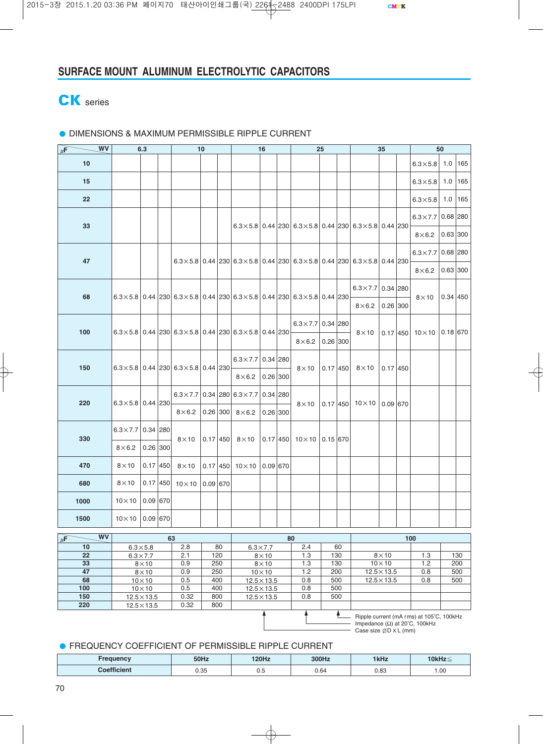## SURFACE MOUNT ALUMINUM ELECTROLYTIC CAPACITORS

# CK series

### ● DIMENSIONS & MAXIMUM PERMISSIBLE RIPPLE CURRENT

| μF \ WV | 6.3 | | | 10 | | | 16 | | | 25 | | | 35 | | | 50 | | |
|---|---|---|---|---|---|---|---|---|---|---|---|---|---|---|---|---|---|---|
| 10 | | | | | | | | | | | | | | | | 6.3×5.8 | 1.0 | 165 |
| 15 | | | | | | | | | | | | | | | | 6.3×5.8 | 1.0 | 165 |
| 22 | | | | | | | | | | | | | | | | 6.3×5.8 | 1.0 | 165 |
| 33 | | | | | | | 6.3×5.8 | 0.44 | 230 | 6.3×5.8 | 0.44 | 230 | 6.3×5.8 | 0.44 | 230 | 6.3×7.7 | 0.68 | 280 |
| | | | | | | | | | | | | | | | | 8×6.2 | 0.63 | 300 |
| 47 | | | | 6.3×5.8 | 0.44 | 230 | 6.3×5.8 | 0.44 | 230 | 6.3×5.8 | 0.44 | 230 | 6.3×5.8 | 0.44 | 230 | 6.3×7.7 | 0.68 | 280 |
| | | | | | | | | | | | | | | | | 8×6.2 | 0.63 | 300 |
| 68 | 6.3×5.8 | 0.44 | 230 | 6.3×5.8 | 0.44 | 230 | 6.3×5.8 | 0.44 | 230 | 6.3×5.8 | 0.44 | 230 | 6.3×7.7 | 0.34 | 280 | 8×10 | 0.34 | 450 |
| | | | | | | | | | | | | | 8×6.2 | 0.26 | 300 | | | |
| 100 | 6.3×5.8 | 0.44 | 230 | 6.3×5.8 | 0.44 | 230 | 6.3×5.8 | 0.44 | 230 | 6.3×7.7 | 0.34 | 280 | 8×10 | 0.17 | 450 | 10×10 | 0.18 | 670 |
| | | | | | | | | | | 8×6.2 | 0.26 | 300 | | | | | | |
| 150 | 6.3×5.8 | 0.44 | 230 | 6.3×5.8 | 0.44 | 230 | 6.3×7.7 | 0.34 | 280 | 8×10 | 0.17 | 450 | 8×10 | 0.17 | 450 | | | |
| | | | | | | | 8×6.2 | 0.26 | 300 | | | | | | | | | |
| 220 | 6.3×5.8 | 0.44 | 230 | 6.3×7.7 | 0.34 | 280 | 6.3×7.7 | 0.34 | 280 | 8×10 | 0.17 | 450 | 10×10 | 0.09 | 670 | | | |
| | | | | 8×6.2 | 0.26 | 300 | 8×6.2 | 0.26 | 300 | | | | | | | | | |
| 330 | 6.3×7.7 | 0.34 | 280 | 8×10 | 0.17 | 450 | 8×10 | 0.17 | 450 | 10×10 | 0.15 | 670 | | | | | | |
| | 8×6.2 | 0.26 | 300 | | | | | | | | | | | | | | | |
| 470 | 8×10 | 0.17 | 450 | 8×10 | 0.17 | 450 | 10×10 | 0.09 | 670 | | | | | | | | | |
| 680 | 8×10 | 0.17 | 450 | 10×10 | 0.09 | 670 | | | | | | | | | | | | |
| 1000 | 10×10 | 0.09 | 670 | | | | | | | | | | | | | | | |
| 1500 | 10×10 | 0.09 | 670 | | | | | | | | | | | | | | | |

| μF \ WV | 63 | | | 80 | | | 100 | | |
|---|---|---|---|---|---|---|---|---|---|
| 10 | 6.3×5.8 | 2.8 | 80 | 6.3×7.7 | 2.4 | 60 | | | |
| 22 | 6.3×7.7 | 2.1 | 120 | 8×10 | 1.3 | 130 | 8×10 | 1.3 | 130 |
| 33 | 8×10 | 0.9 | 250 | 8×10 | 1.3 | 130 | 10×10 | 1.2 | 200 |
| 47 | 8×10 | 0.9 | 250 | 10×10 | 1.2 | 200 | 12.5×13.5 | 0.8 | 500 |
| 68 | 10×10 | 0.5 | 400 | 12.5×13.5 | 0.8 | 500 | 12.5×13.5 | 0.8 | 500 |
| 100 | 10×10 | 0.5 | 400 | 12.5×13.5 | 0.8 | 500 | | | |
| 150 | 12.5×13.5 | 0.32 | 800 | 12.5×13.5 | 0.8 | 500 | | | |
| 220 | 12.5×13.5 | 0.32 | 800 | | | | | | |

Ripple current (mA rms) at 105°C, 100kHz
Impedance (Ω) at 20°C, 100kHz
Case size ∅D x L (mm)

### ● FREQUENCY COEFFICIENT OF PERMISSIBLE RIPPLE CURRENT

| Frequency | 50Hz | 120Hz | 300Hz | 1kHz | 10kHz≦ |
|---|---|---|---|---|---|
| Coefficient | 0.35 | 0.5 | 0.64 | 0.83 | 1.00 |